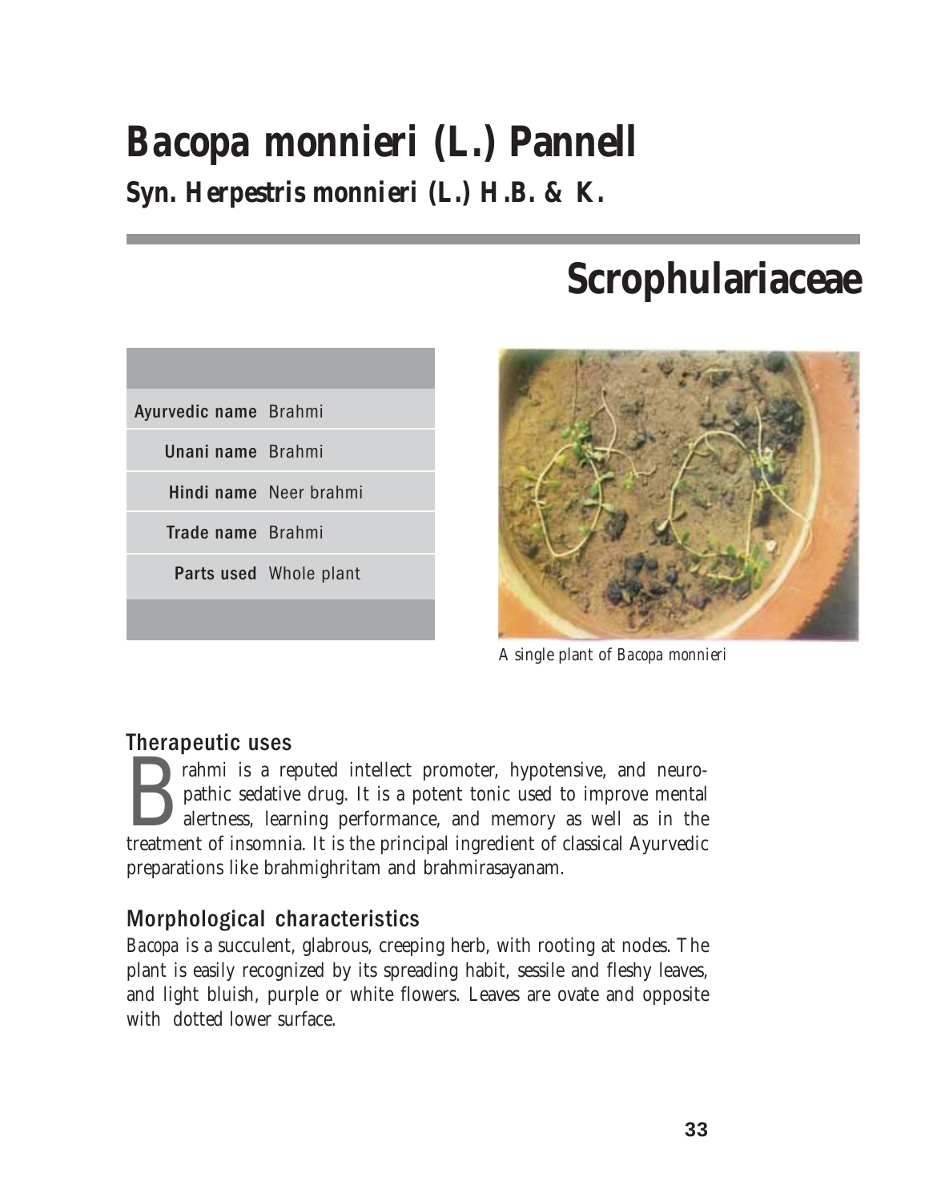# Bacopa monnieri (L.) Pannell

## Syn. Herpestris monnieri (L.) H.B. & K.

# Scrophulariaceae

| | |
|---|---|
| **Ayurvedic name** | Brahmi |
| **Unani name** | Brahmi |
| **Hindi name** | Neer brahmi |
| **Trade name** | Brahmi |
| **Parts used** | Whole plant |

A single plant of *Bacopa monnieri*

### Therapeutic uses

Brahmi is a reputed intellect promoter, hypotensive, and neuropathic sedative drug. It is a potent tonic used to improve mental alertness, learning performance, and memory as well as in the treatment of insomnia. It is the principal ingredient of classical Ayurvedic preparations like brahmighritam and brahmirasayanam.

### Morphological characteristics

*Bacopa* is a succulent, glabrous, creeping herb, with rooting at nodes. The plant is easily recognized by its spreading habit, sessile and fleshy leaves, and light bluish, purple or white flowers. Leaves are ovate and opposite with dotted lower surface.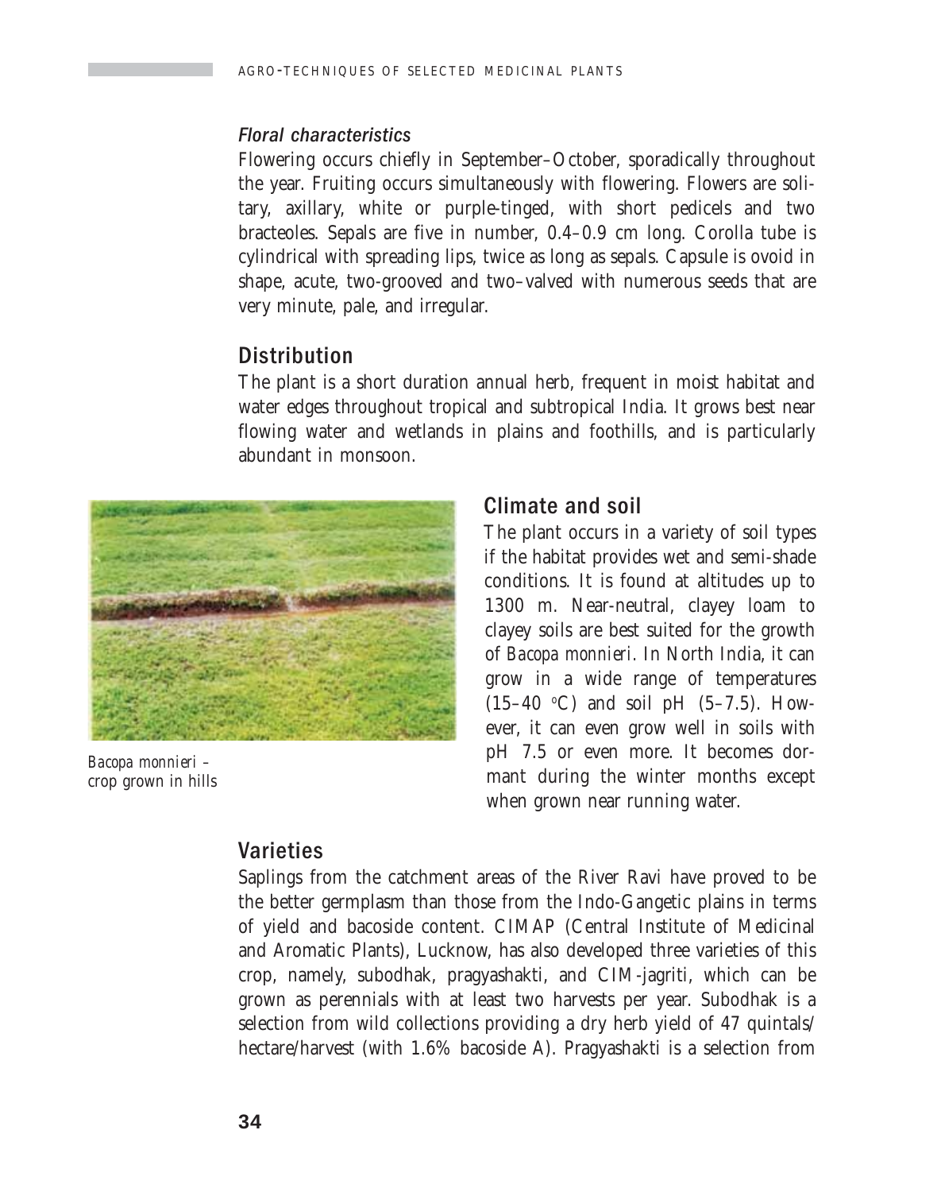### *Floral characteristics*

Flowering occurs chiefly in September–October, sporadically throughout the year. Fruiting occurs simultaneously with flowering. Flowers are solitary, axillary, white or purple-tinged, with short pedicels and two bracteoles. Sepals are five in number, 0.4–0.9 cm long. Corolla tube is cylindrical with spreading lips, twice as long as sepals. Capsule is ovoid in shape, acute, two-grooved and two–valved with numerous seeds that are very minute, pale, and irregular.

## Distribution

The plant is a short duration annual herb, frequent in moist habitat and water edges throughout tropical and subtropical India. It grows best near flowing water and wetlands in plains and foothills, and is particularly abundant in monsoon.

*Bacopa monnieri* – crop grown in hills

## Climate and soil

The plant occurs in a variety of soil types if the habitat provides wet and semi-shade conditions. It is found at altitudes up to 1300 m. Near-neutral, clayey loam to clayey soils are best suited for the growth of *Bacopa monnieri*. In North India, it can grow in a wide range of temperatures (15–40 °C) and soil pH (5–7.5). However, it can even grow well in soils with pH 7.5 or even more. It becomes dormant during the winter months except when grown near running water.

## Varieties

Saplings from the catchment areas of the River Ravi have proved to be the better germplasm than those from the Indo-Gangetic plains in terms of yield and bacoside content. CIMAP (Central Institute of Medicinal and Aromatic Plants), Lucknow, has also developed three varieties of this crop, namely, subodhak, pragyashakti, and CIM-jagriti, which can be grown as perennials with at least two harvests per year. Subodhak is a selection from wild collections providing a dry herb yield of 47 quintals/hectare/harvest (with 1.6% bacoside A). Pragyashakti is a selection from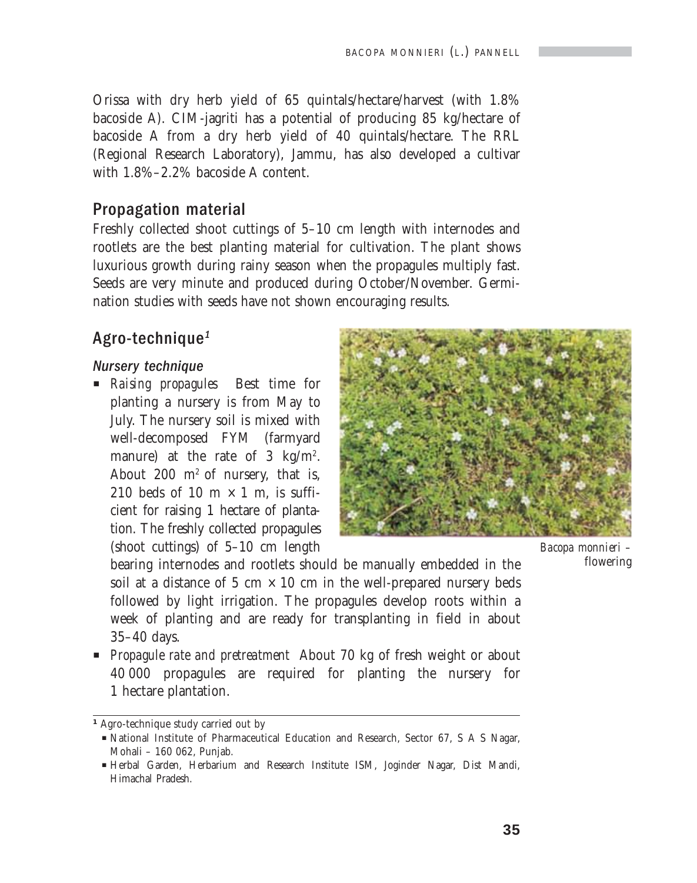Orissa with dry herb yield of 65 quintals/hectare/harvest (with 1.8% bacoside A). CIM-jagriti has a potential of producing 85 kg/hectare of bacoside A from a dry herb yield of 40 quintals/hectare. The RRL (Regional Research Laboratory), Jammu, has also developed a cultivar with 1.8%–2.2% bacoside A content.

## Propagation material

Freshly collected shoot cuttings of 5–10 cm length with internodes and rootlets are the best planting material for cultivation. The plant shows luxurious growth during rainy season when the propagules multiply fast. Seeds are very minute and produced during October/November. Germination studies with seeds have not shown encouraging results.

## Agro-technique[1]

### *Nursery technique*

- *Raising propagules* Best time for planting a nursery is from May to July. The nursery soil is mixed with well-decomposed FYM (farmyard manure) at the rate of 3 kg/m$^2$. About 200 m$^2$ of nursery, that is, 210 beds of 10 m × 1 m, is sufficient for raising 1 hectare of plantation. The freshly collected propagules (shoot cuttings) of 5–10 cm length bearing internodes and rootlets should be manually embedded in the soil at a distance of 5 cm × 10 cm in the well-prepared nursery beds followed by light irrigation. The propagules develop roots within a week of planting and are ready for transplanting in field in about 35–40 days.
- *Propagule rate and pretreatment* About 70 kg of fresh weight or about 40 000 propagules are required for planting the nursery for 1 hectare plantation.

*Bacopa monnieri* – flowering

---

[1] Agro-technique study carried out by

- National Institute of Pharmaceutical Education and Research, Sector 67, S A S Nagar, Mohali – 160 062, Punjab.
- Herbal Garden, Herbarium and Research Institute ISM, Joginder Nagar, Dist Mandi, Himachal Pradesh.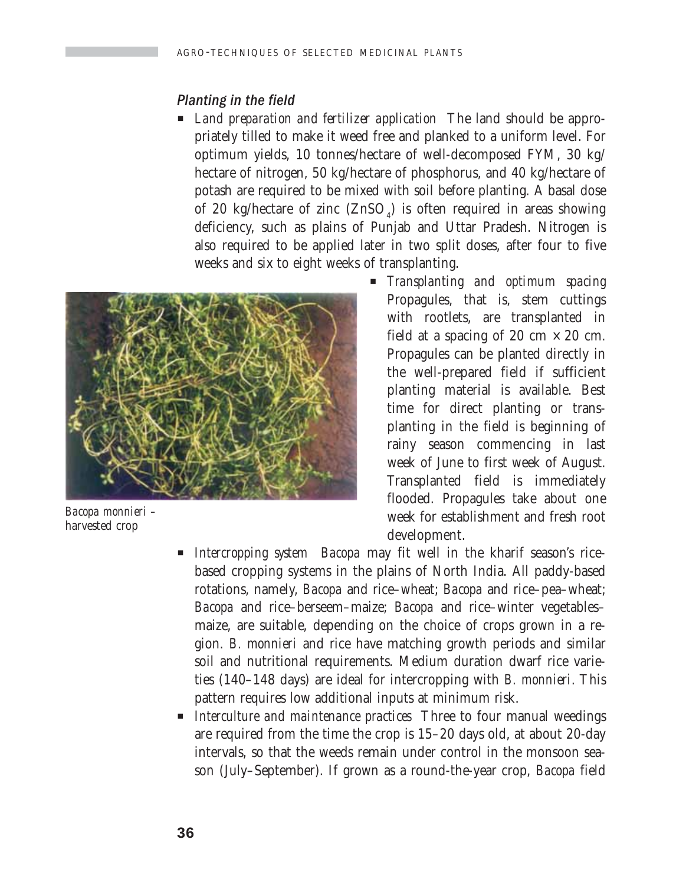### *Planting in the field*

- *Land preparation and fertilizer application* The land should be appropriately tilled to make it weed free and planked to a uniform level. For optimum yields, 10 tonnes/hectare of well-decomposed FYM, 30 kg/hectare of nitrogen, 50 kg/hectare of phosphorus, and 40 kg/hectare of potash are required to be mixed with soil before planting. A basal dose of 20 kg/hectare of zinc ($ZnSO_4$) is often required in areas showing deficiency, such as plains of Punjab and Uttar Pradesh. Nitrogen is also required to be applied later in two split doses, after four to five weeks and six to eight weeks of transplanting.
- *Transplanting and optimum spacing* Propagules, that is, stem cuttings with rootlets, are transplanted in field at a spacing of 20 cm × 20 cm. Propagules can be planted directly in the well-prepared field if sufficient planting material is available. Best time for direct planting or transplanting in the field is beginning of rainy season commencing in last week of June to first week of August. Transplanted field is immediately flooded. Propagules take about one week for establishment and fresh root development.

*Bacopa monnieri* – harvested crop

- *Intercropping system* *Bacopa* may fit well in the kharif season's rice-based cropping systems in the plains of North India. All paddy-based rotations, namely, *Bacopa* and rice–wheat; *Bacopa* and rice–pea–wheat; *Bacopa* and rice–berseem–maize; *Bacopa* and rice–winter vegetables–maize, are suitable, depending on the choice of crops grown in a region. *B. monnieri* and rice have matching growth periods and similar soil and nutritional requirements. Medium duration dwarf rice varieties (140–148 days) are ideal for intercropping with *B. monnieri*. This pattern requires low additional inputs at minimum risk.
- *Interculture and maintenance practices* Three to four manual weedings are required from the time the crop is 15–20 days old, at about 20-day intervals, so that the weeds remain under control in the monsoon season (July–September). If grown as a round-the-year crop, *Bacopa* field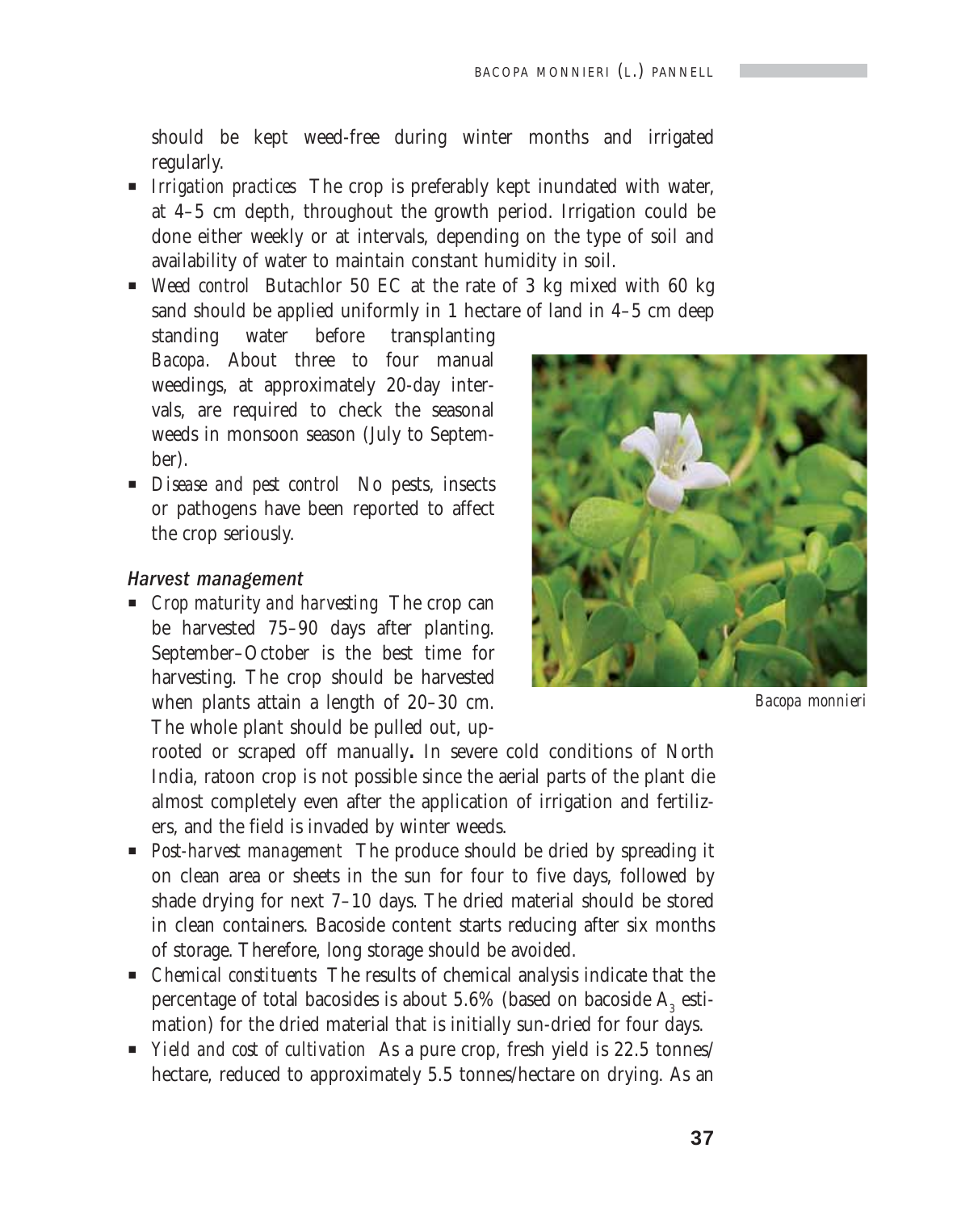should be kept weed-free during winter months and irrigated regularly.

- *Irrigation practices* The crop is preferably kept inundated with water, at 4–5 cm depth, throughout the growth period. Irrigation could be done either weekly or at intervals, depending on the type of soil and availability of water to maintain constant humidity in soil.
- *Weed control* Butachlor 50 EC at the rate of 3 kg mixed with 60 kg sand should be applied uniformly in 1 hectare of land in 4–5 cm deep standing water before transplanting *Bacopa*. About three to four manual weedings, at approximately 20-day intervals, are required to check the seasonal weeds in monsoon season (July to September).
- *Disease and pest control* No pests, insects or pathogens have been reported to affect the crop seriously.

### Harvest management

- *Crop maturity and harvesting* The crop can be harvested 75–90 days after planting. September–October is the best time for harvesting. The crop should be harvested when plants attain a length of 20–30 cm. The whole plant should be pulled out, uprooted or scraped off manually**.** In severe cold conditions of North India, ratoon crop is not possible since the aerial parts of the plant die almost completely even after the application of irrigation and fertilizers, and the field is invaded by winter weeds.
- *Post-harvest management* The produce should be dried by spreading it on clean area or sheets in the sun for four to five days, followed by shade drying for next 7–10 days. The dried material should be stored in clean containers. Bacoside content starts reducing after six months of storage. Therefore, long storage should be avoided.
- *Chemical constituents* The results of chemical analysis indicate that the percentage of total bacosides is about 5.6% (based on bacoside $A_3$ estimation) for the dried material that is initially sun-dried for four days.
- *Yield and cost of cultivation* As a pure crop, fresh yield is 22.5 tonnes/hectare, reduced to approximately 5.5 tonnes/hectare on drying. As an

*Bacopa monnieri*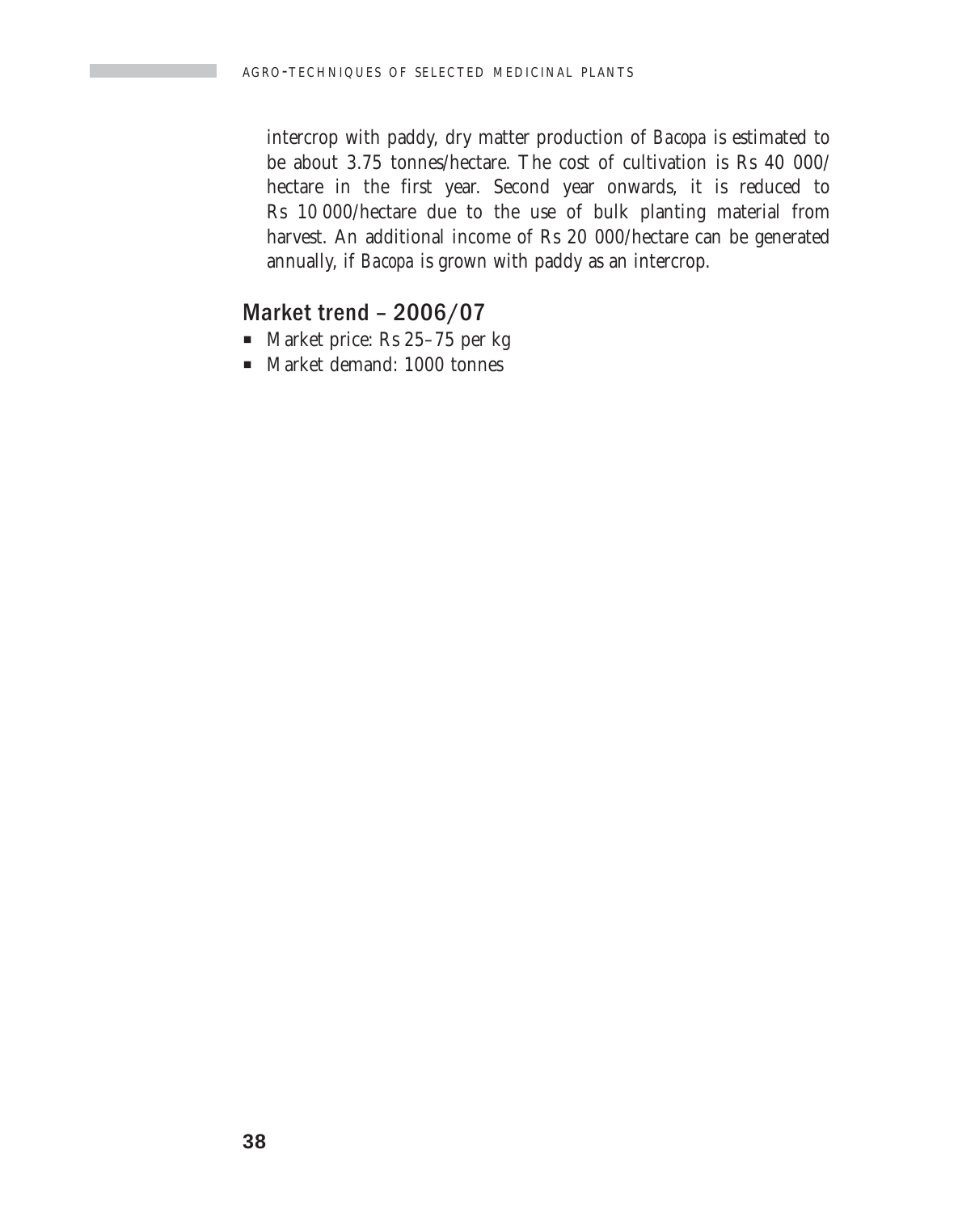intercrop with paddy, dry matter production of *Bacopa* is estimated to be about 3.75 tonnes/hectare. The cost of cultivation is Rs 40 000/hectare in the first year. Second year onwards, it is reduced to Rs 10 000/hectare due to the use of bulk planting material from harvest. An additional income of Rs 20 000/hectare can be generated annually, if *Bacopa* is grown with paddy as an intercrop.

## Market trend – 2006/07

- Market price: Rs 25–75 per kg
- Market demand: 1000 tonnes